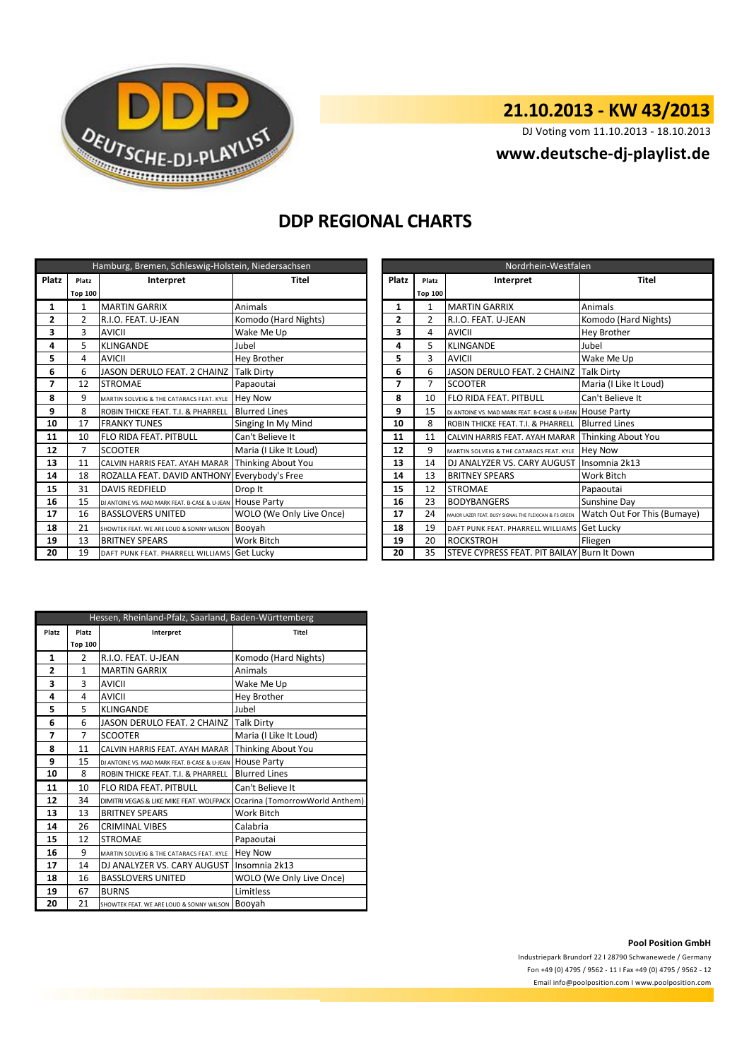DEUTSCHE-DJ-PLAYLIST

## 21.10.2013 - KW 43/2013

DJ Voting vom 11.10.2013 - 18.10.2013

**www.deutsche-dj-playlist.de**

# DDP REGIONAL CHARTS

| Hamburg, Bremen, Schleswig-Holstein, Niedersachsen | | | |
|---|---|---|---|
| **Platz** | **Platz Top 100** | **Interpret** | **Titel** |
| **1** | 1 | MARTIN GARRIX | Animals |
| **2** | 2 | R.I.O. FEAT. U-JEAN | Komodo (Hard Nights) |
| **3** | 3 | AVICII | Wake Me Up |
| **4** | 5 | KLINGANDE | Jubel |
| **5** | 4 | AVICII | Hey Brother |
| **6** | 6 | JASON DERULO FEAT. 2 CHAINZ | Talk Dirty |
| **7** | 12 | STROMAE | Papaoutai |
| **8** | 9 | MARTIN SOLVEIG & THE CATARACS FEAT. KYLE | Hey Now |
| **9** | 8 | ROBIN THICKE FEAT. T.I. & PHARRELL | Blurred Lines |
| **10** | 17 | FRANKY TUNES | Singing In My Mind |
| **11** | 10 | FLO RIDA FEAT. PITBULL | Can't Believe It |
| **12** | 7 | SCOOTER | Maria (I Like It Loud) |
| **13** | 11 | CALVIN HARRIS FEAT. AYAH MARAR | Thinking About You |
| **14** | 18 | ROZALLA FEAT. DAVID ANTHONY | Everybody's Free |
| **15** | 31 | DAVIS REDFIELD | Drop It |
| **16** | 15 | DJ ANTOINE VS. MAD MARK FEAT. B-CASE & U-JEAN | House Party |
| **17** | 16 | BASSLOVERS UNITED | WOLO (We Only Live Once) |
| **18** | 21 | SHOWTEK FEAT. WE ARE LOUD & SONNY WILSON | Booyah |
| **19** | 13 | BRITNEY SPEARS | Work Bitch |
| **20** | 19 | DAFT PUNK FEAT. PHARRELL WILLIAMS | Get Lucky |

| Nordrhein-Westfalen | | | |
|---|---|---|---|
| **Platz** | **Platz Top 100** | **Interpret** | **Titel** |
| **1** | 1 | MARTIN GARRIX | Animals |
| **2** | 2 | R.I.O. FEAT. U-JEAN | Komodo (Hard Nights) |
| **3** | 4 | AVICII | Hey Brother |
| **4** | 5 | KLINGANDE | Jubel |
| **5** | 3 | AVICII | Wake Me Up |
| **6** | 6 | JASON DERULO FEAT. 2 CHAINZ | Talk Dirty |
| **7** | 7 | SCOOTER | Maria (I Like It Loud) |
| **8** | 10 | FLO RIDA FEAT. PITBULL | Can't Believe It |
| **9** | 15 | DJ ANTOINE VS. MAD MARK FEAT. B-CASE & U-JEAN | House Party |
| **10** | 8 | ROBIN THICKE FEAT. T.I. & PHARRELL | Blurred Lines |
| **11** | 11 | CALVIN HARRIS FEAT. AYAH MARAR | Thinking About You |
| **12** | 9 | MARTIN SOLVEIG & THE CATARACS FEAT. KYLE | Hey Now |
| **13** | 14 | DJ ANALYZER VS. CARY AUGUST | Insomnia 2k13 |
| **14** | 13 | BRITNEY SPEARS | Work Bitch |
| **15** | 12 | STROMAE | Papaoutai |
| **16** | 23 | BODYBANGERS | Sunshine Day |
| **17** | 24 | MAJOR LAZER FEAT. BUSY SIGNAL THE FLEXICAN & FS GREEN | Watch Out For This (Bumaye) |
| **18** | 19 | DAFT PUNK FEAT. PHARRELL WILLIAMS | Get Lucky |
| **19** | 20 | ROCKSTROH | Fliegen |
| **20** | 35 | STEVE CYPRESS FEAT. PIT BAILAY | Burn It Down |

| Hessen, Rheinland-Pfalz, Saarland, Baden-Württemberg | | | |
|---|---|---|---|
| **Platz** | **Platz Top 100** | **Interpret** | **Titel** |
| **1** | 2 | R.I.O. FEAT. U-JEAN | Komodo (Hard Nights) |
| **2** | 1 | MARTIN GARRIX | Animals |
| **3** | 3 | AVICII | Wake Me Up |
| **4** | 4 | AVICII | Hey Brother |
| **5** | 5 | KLINGANDE | Jubel |
| **6** | 6 | JASON DERULO FEAT. 2 CHAINZ | Talk Dirty |
| **7** | 7 | SCOOTER | Maria (I Like It Loud) |
| **8** | 11 | CALVIN HARRIS FEAT. AYAH MARAR | Thinking About You |
| **9** | 15 | DJ ANTOINE VS. MAD MARK FEAT. B-CASE & U-JEAN | House Party |
| **10** | 8 | ROBIN THICKE FEAT. T.I. & PHARRELL | Blurred Lines |
| **11** | 10 | FLO RIDA FEAT. PITBULL | Can't Believe It |
| **12** | 34 | DIMITRI VEGAS & LIKE MIKE FEAT. WOLFPACK | Ocarina (TomorrowWorld Anthem) |
| **13** | 13 | BRITNEY SPEARS | Work Bitch |
| **14** | 26 | CRIMINAL VIBES | Calabria |
| **15** | 12 | STROMAE | Papaoutai |
| **16** | 9 | MARTIN SOLVEIG & THE CATARACS FEAT. KYLE | Hey Now |
| **17** | 14 | DJ ANALYZER VS. CARY AUGUST | Insomnia 2k13 |
| **18** | 16 | BASSLOVERS UNITED | WOLO (We Only Live Once) |
| **19** | 67 | BURNS | Limitless |
| **20** | 21 | SHOWTEK FEAT. WE ARE LOUD & SONNY WILSON | Booyah |

**Pool Position GmbH**

Industriepark Brundorf 22 I 28790 Schwanewede / Germany

Fon +49 (0) 4795 / 9562 - 11 I Fax +49 (0) 4795 / 9562 - 12

Email info@poolposition.com I www.poolposition.com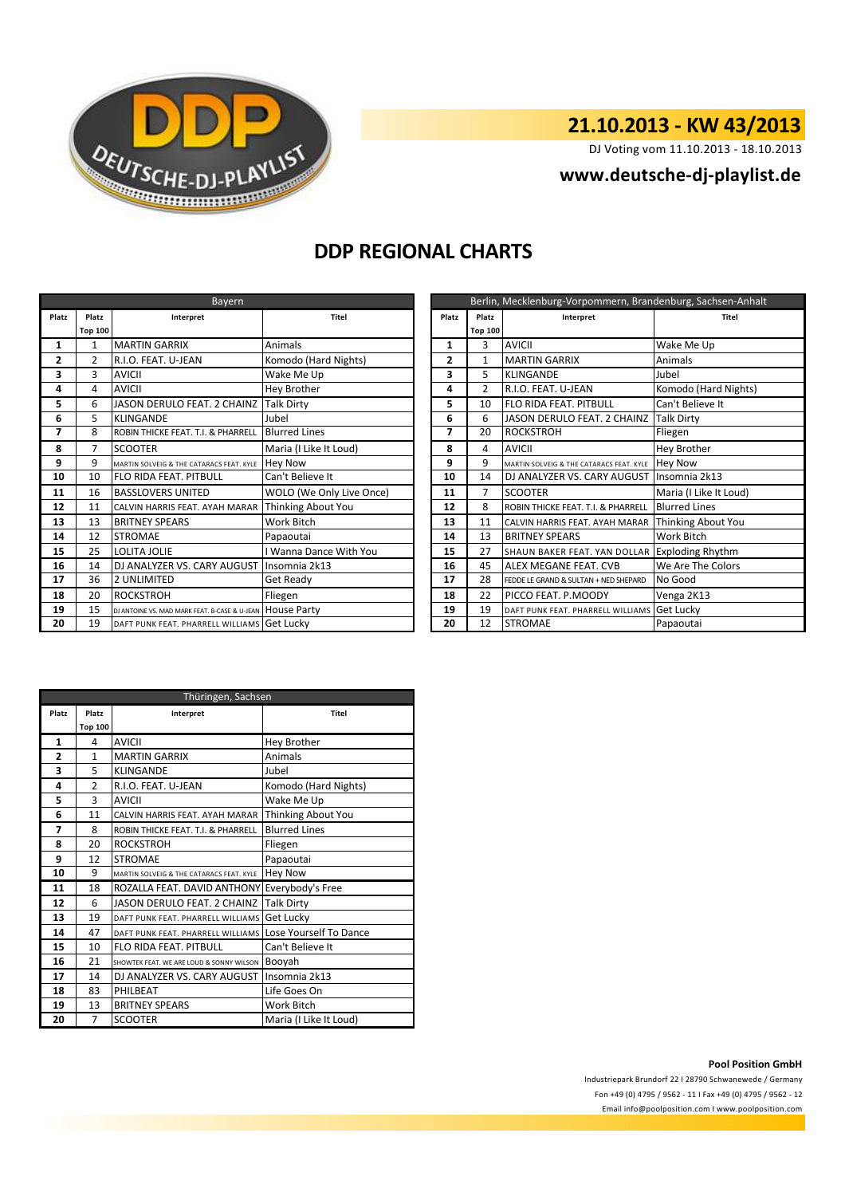DEUTSCHE-DJ-PLAYLIST

## 21.10.2013 - KW 43/2013

DJ Voting vom 11.10.2013 - 18.10.2013

**www.deutsche-dj-playlist.de**

# DDP REGIONAL CHARTS

| Bayern | | | |
|---|---|---|---|
| Platz | Platz Top 100 | Interpret | Titel |
| 1 | 1 | MARTIN GARRIX | Animals |
| 2 | 2 | R.I.O. FEAT. U-JEAN | Komodo (Hard Nights) |
| 3 | 3 | AVICII | Wake Me Up |
| 4 | 4 | AVICII | Hey Brother |
| 5 | 6 | JASON DERULO FEAT. 2 CHAINZ | Talk Dirty |
| 6 | 5 | KLINGANDE | Jubel |
| 7 | 8 | ROBIN THICKE FEAT. T.I. & PHARRELL | Blurred Lines |
| 8 | 7 | SCOOTER | Maria (I Like It Loud) |
| 9 | 9 | MARTIN SOLVEIG & THE CATARACS FEAT. KYLE | Hey Now |
| 10 | 10 | FLO RIDA FEAT. PITBULL | Can't Believe It |
| 11 | 16 | BASSLOVERS UNITED | WOLO (We Only Live Once) |
| 12 | 11 | CALVIN HARRIS FEAT. AYAH MARAR | Thinking About You |
| 13 | 13 | BRITNEY SPEARS | Work Bitch |
| 14 | 12 | STROMAE | Papaoutai |
| 15 | 25 | LOLITA JOLIE | I Wanna Dance With You |
| 16 | 14 | DJ ANALYZER VS. CARY AUGUST | Insomnia 2k13 |
| 17 | 36 | 2 UNLIMITED | Get Ready |
| 18 | 20 | ROCKSTROH | Fliegen |
| 19 | 15 | DJ ANTOINE VS. MAD MARK FEAT. B-CASE & U-JEAN | House Party |
| 20 | 19 | DAFT PUNK FEAT. PHARRELL WILLIAMS | Get Lucky |

| Berlin, Mecklenburg-Vorpommern, Brandenburg, Sachsen-Anhalt | | | |
|---|---|---|---|
| Platz | Platz Top 100 | Interpret | Titel |
| 1 | 3 | AVICII | Wake Me Up |
| 2 | 1 | MARTIN GARRIX | Animals |
| 3 | 5 | KLINGANDE | Jubel |
| 4 | 2 | R.I.O. FEAT. U-JEAN | Komodo (Hard Nights) |
| 5 | 10 | FLO RIDA FEAT. PITBULL | Can't Believe It |
| 6 | 6 | JASON DERULO FEAT. 2 CHAINZ | Talk Dirty |
| 7 | 20 | ROCKSTROH | Fliegen |
| 8 | 4 | AVICII | Hey Brother |
| 9 | 9 | MARTIN SOLVEIG & THE CATARACS FEAT. KYLE | Hey Now |
| 10 | 14 | DJ ANALYZER VS. CARY AUGUST | Insomnia 2k13 |
| 11 | 7 | SCOOTER | Maria (I Like It Loud) |
| 12 | 8 | ROBIN THICKE FEAT. T.I. & PHARRELL | Blurred Lines |
| 13 | 11 | CALVIN HARRIS FEAT. AYAH MARAR | Thinking About You |
| 14 | 13 | BRITNEY SPEARS | Work Bitch |
| 15 | 27 | SHAUN BAKER FEAT. YAN DOLLAR | Exploding Rhythm |
| 16 | 45 | ALEX MEGANE FEAT. CVB | We Are The Colors |
| 17 | 28 | FEDDE LE GRAND & SULTAN + NED SHEPARD | No Good |
| 18 | 22 | PICCO FEAT. P.MOODY | Venga 2K13 |
| 19 | 19 | DAFT PUNK FEAT. PHARRELL WILLIAMS | Get Lucky |
| 20 | 12 | STROMAE | Papaoutai |

| Thüringen, Sachsen | | | |
|---|---|---|---|
| Platz | Platz Top 100 | Interpret | Titel |
| 1 | 4 | AVICII | Hey Brother |
| 2 | 1 | MARTIN GARRIX | Animals |
| 3 | 5 | KLINGANDE | Jubel |
| 4 | 2 | R.I.O. FEAT. U-JEAN | Komodo (Hard Nights) |
| 5 | 3 | AVICII | Wake Me Up |
| 6 | 11 | CALVIN HARRIS FEAT. AYAH MARAR | Thinking About You |
| 7 | 8 | ROBIN THICKE FEAT. T.I. & PHARRELL | Blurred Lines |
| 8 | 20 | ROCKSTROH | Fliegen |
| 9 | 12 | STROMAE | Papaoutai |
| 10 | 9 | MARTIN SOLVEIG & THE CATARACS FEAT. KYLE | Hey Now |
| 11 | 18 | ROZALLA FEAT. DAVID ANTHONY | Everybody's Free |
| 12 | 6 | JASON DERULO FEAT. 2 CHAINZ | Talk Dirty |
| 13 | 19 | DAFT PUNK FEAT. PHARRELL WILLIAMS | Get Lucky |
| 14 | 47 | DAFT PUNK FEAT. PHARRELL WILLIAMS | Lose Yourself To Dance |
| 15 | 10 | FLO RIDA FEAT. PITBULL | Can't Believe It |
| 16 | 21 | SHOWTEK FEAT. WE ARE LOUD & SONNY WILSON | Booyah |
| 17 | 14 | DJ ANALYZER VS. CARY AUGUST | Insomnia 2k13 |
| 18 | 83 | PHILBEAT | Life Goes On |
| 19 | 13 | BRITNEY SPEARS | Work Bitch |
| 20 | 7 | SCOOTER | Maria (I Like It Loud) |

**Pool Position GmbH**

Industriepark Brundorf 22 I 28790 Schwanewede / Germany

Fon +49 (0) 4795 / 9562 - 11 I Fax +49 (0) 4795 / 9562 - 12

Email info@poolposition.com I www.poolposition.com